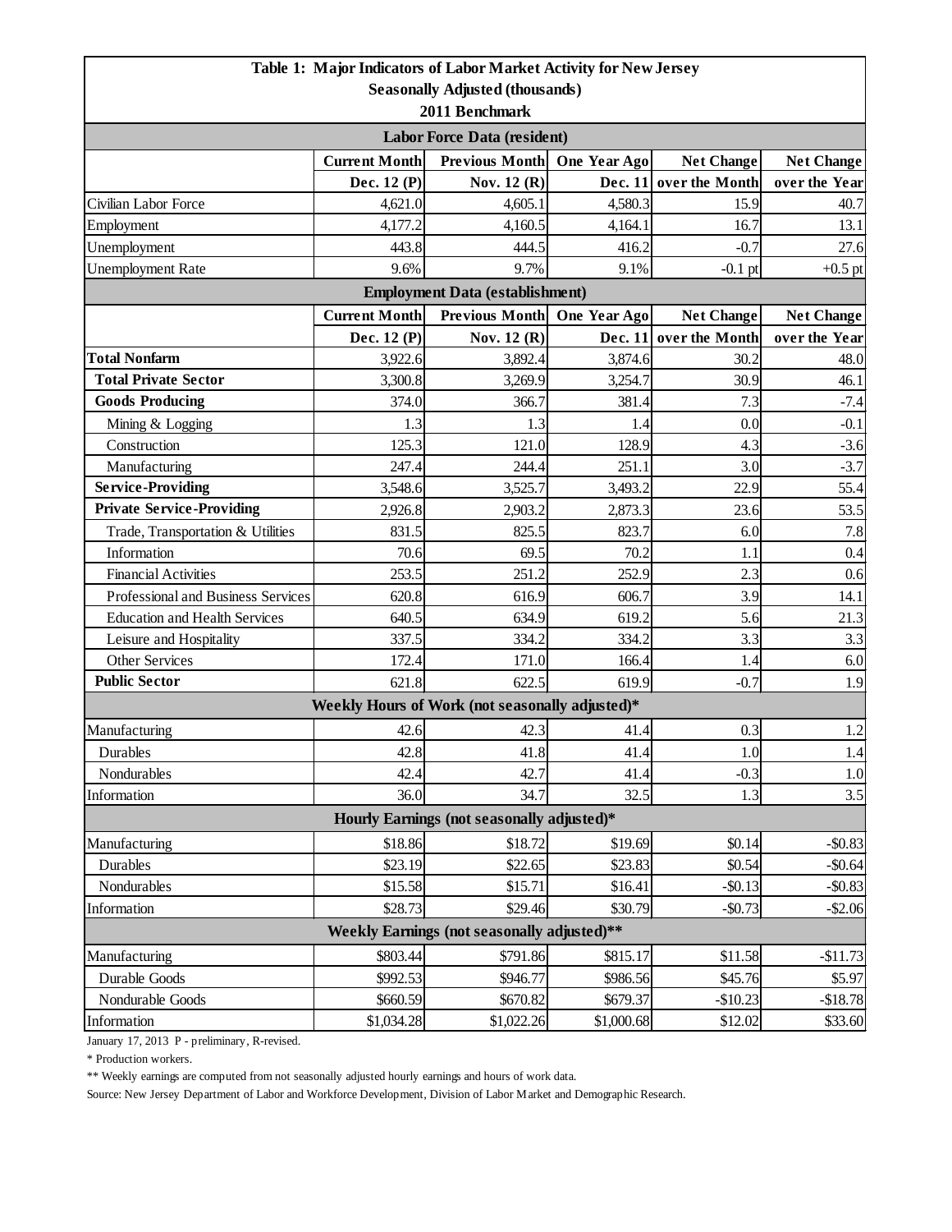**Table 1: Major Indicators of Labor Market Activity for New Jersey**
**Seasonally Adjusted (thousands)**
**2011 Benchmark**

| | Current Month | Previous Month | One Year Ago | Net Change | Net Change |
|---|---|---|---|---|---|
| | Dec. 12 (P) | Nov. 12 (R) | Dec. 11 | over the Month | over the Year |
| **Labor Force Data (resident)** | | | | | |
| Civilian Labor Force | 4,621.0 | 4,605.1 | 4,580.3 | 15.9 | 40.7 |
| Employment | 4,177.2 | 4,160.5 | 4,164.1 | 16.7 | 13.1 |
| Unemployment | 443.8 | 444.5 | 416.2 | -0.7 | 27.6 |
| Unemployment Rate | 9.6% | 9.7% | 9.1% | -0.1 pt | +0.5 pt |
| **Employment Data (establishment)** | | | | | |
| **Total Nonfarm** | 3,922.6 | 3,892.4 | 3,874.6 | 30.2 | 48.0 |
| **Total Private Sector** | 3,300.8 | 3,269.9 | 3,254.7 | 30.9 | 46.1 |
| **Goods Producing** | 374.0 | 366.7 | 381.4 | 7.3 | -7.4 |
| Mining & Logging | 1.3 | 1.3 | 1.4 | 0.0 | -0.1 |
| Construction | 125.3 | 121.0 | 128.9 | 4.3 | -3.6 |
| Manufacturing | 247.4 | 244.4 | 251.1 | 3.0 | -3.7 |
| **Service-Providing** | 3,548.6 | 3,525.7 | 3,493.2 | 22.9 | 55.4 |
| **Private Service-Providing** | 2,926.8 | 2,903.2 | 2,873.3 | 23.6 | 53.5 |
| Trade, Transportation & Utilities | 831.5 | 825.5 | 823.7 | 6.0 | 7.8 |
| Information | 70.6 | 69.5 | 70.2 | 1.1 | 0.4 |
| Financial Activities | 253.5 | 251.2 | 252.9 | 2.3 | 0.6 |
| Professional and Business Services | 620.8 | 616.9 | 606.7 | 3.9 | 14.1 |
| Education and Health Services | 640.5 | 634.9 | 619.2 | 5.6 | 21.3 |
| Leisure and Hospitality | 337.5 | 334.2 | 334.2 | 3.3 | 3.3 |
| Other Services | 172.4 | 171.0 | 166.4 | 1.4 | 6.0 |
| **Public Sector** | 621.8 | 622.5 | 619.9 | -0.7 | 1.9 |
| **Weekly Hours of Work (not seasonally adjusted)*** | | | | | |
| Manufacturing | 42.6 | 42.3 | 41.4 | 0.3 | 1.2 |
| Durables | 42.8 | 41.8 | 41.4 | 1.0 | 1.4 |
| Nondurables | 42.4 | 42.7 | 41.4 | -0.3 | 1.0 |
| Information | 36.0 | 34.7 | 32.5 | 1.3 | 3.5 |
| **Hourly Earnings (not seasonally adjusted)*** | | | | | |
| Manufacturing | $18.86 | $18.72 | $19.69 | $0.14 | -$0.83 |
| Durables | $23.19 | $22.65 | $23.83 | $0.54 | -$0.64 |
| Nondurables | $15.58 | $15.71 | $16.41 | -$0.13 | -$0.83 |
| Information | $28.73 | $29.46 | $30.79 | -$0.73 | -$2.06 |
| **Weekly Earnings (not seasonally adjusted)**** | | | | | |
| Manufacturing | $803.44 | $791.86 | $815.17 | $11.58 | -$11.73 |
| Durable Goods | $992.53 | $946.77 | $986.56 | $45.76 | $5.97 |
| Nondurable Goods | $660.59 | $670.82 | $679.37 | -$10.23 | -$18.78 |
| Information | $1,034.28 | $1,022.26 | $1,000.68 | $12.02 | $33.60 |

January 17, 2013 P - preliminary, R-revised.

* Production workers.

** Weekly earnings are computed from not seasonally adjusted hourly earnings and hours of work data.

Source: New Jersey Department of Labor and Workforce Development, Division of Labor Market and Demographic Research.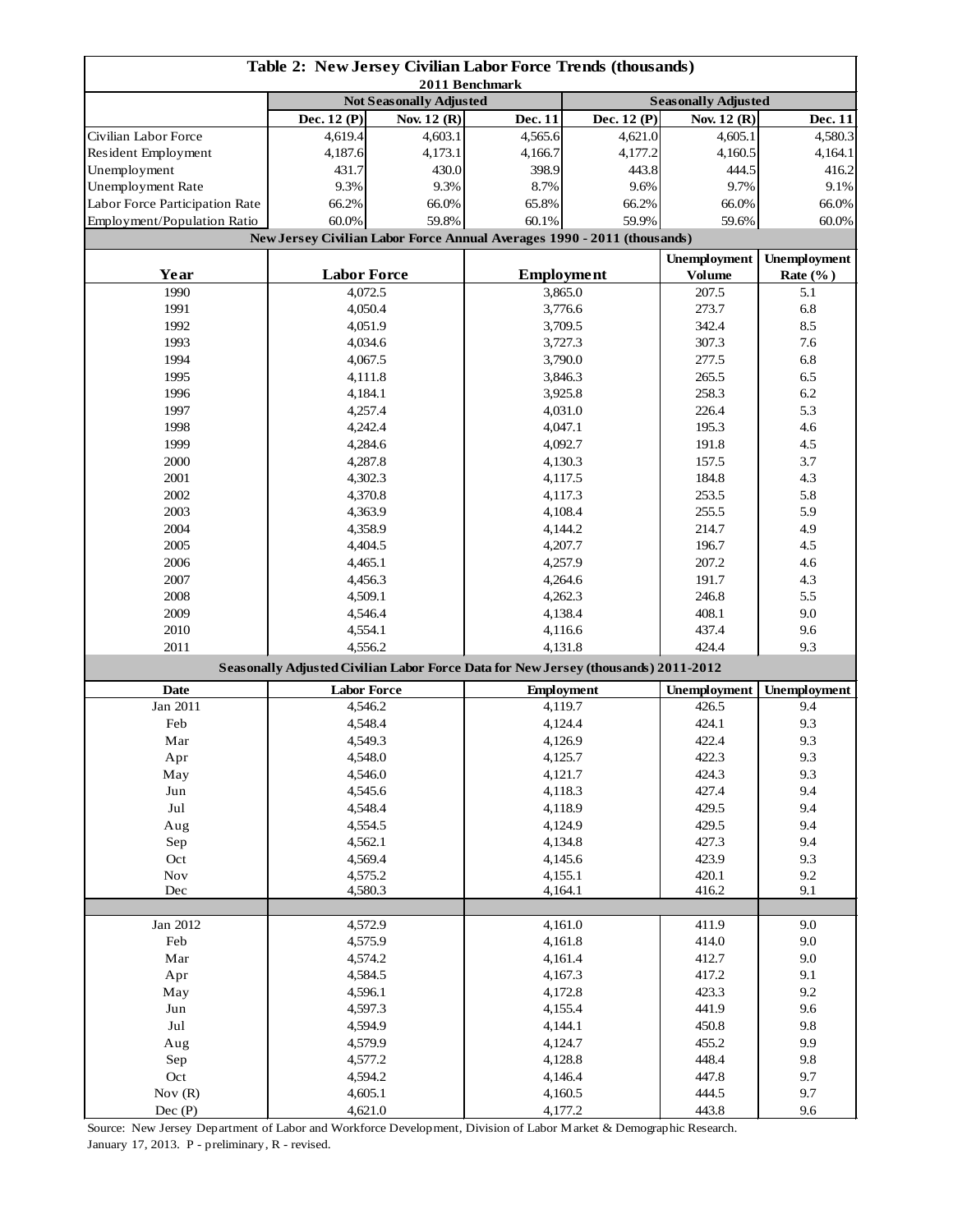## Table 2: New Jersey Civilian Labor Force Trends (thousands)

2011 Benchmark

| | Not Seasonally Adjusted | | | Seasonally Adjusted | | |
|---|---|---|---|---|---|---|
| | Dec. 12 (P) | Nov. 12 (R) | Dec. 11 | Dec. 12 (P) | Nov. 12 (R) | Dec. 11 |
| Civilian Labor Force | 4,619.4 | 4,603.1 | 4,565.6 | 4,621.0 | 4,605.1 | 4,580.3 |
| Resident Employment | 4,187.6 | 4,173.1 | 4,166.7 | 4,177.2 | 4,160.5 | 4,164.1 |
| Unemployment | 431.7 | 430.0 | 398.9 | 443.8 | 444.5 | 416.2 |
| Unemployment Rate | 9.3% | 9.3% | 8.7% | 9.6% | 9.7% | 9.1% |
| Labor Force Participation Rate | 66.2% | 66.0% | 65.8% | 66.2% | 66.0% | 66.0% |
| Employment/Population Ratio | 60.0% | 59.8% | 60.1% | 59.9% | 59.6% | 60.0% |

### New Jersey Civilian Labor Force Annual Averages 1990 - 2011 (thousands)

| Year | Labor Force | Employment | Unemployment Volume | Unemployment Rate (%) |
|---|---|---|---|---|
| 1990 | 4,072.5 | 3,865.0 | 207.5 | 5.1 |
| 1991 | 4,050.4 | 3,776.6 | 273.7 | 6.8 |
| 1992 | 4,051.9 | 3,709.5 | 342.4 | 8.5 |
| 1993 | 4,034.6 | 3,727.3 | 307.3 | 7.6 |
| 1994 | 4,067.5 | 3,790.0 | 277.5 | 6.8 |
| 1995 | 4,111.8 | 3,846.3 | 265.5 | 6.5 |
| 1996 | 4,184.1 | 3,925.8 | 258.3 | 6.2 |
| 1997 | 4,257.4 | 4,031.0 | 226.4 | 5.3 |
| 1998 | 4,242.4 | 4,047.1 | 195.3 | 4.6 |
| 1999 | 4,284.6 | 4,092.7 | 191.8 | 4.5 |
| 2000 | 4,287.8 | 4,130.3 | 157.5 | 3.7 |
| 2001 | 4,302.3 | 4,117.5 | 184.8 | 4.3 |
| 2002 | 4,370.8 | 4,117.3 | 253.5 | 5.8 |
| 2003 | 4,363.9 | 4,108.4 | 255.5 | 5.9 |
| 2004 | 4,358.9 | 4,144.2 | 214.7 | 4.9 |
| 2005 | 4,404.5 | 4,207.7 | 196.7 | 4.5 |
| 2006 | 4,465.1 | 4,257.9 | 207.2 | 4.6 |
| 2007 | 4,456.3 | 4,264.6 | 191.7 | 4.3 |
| 2008 | 4,509.1 | 4,262.3 | 246.8 | 5.5 |
| 2009 | 4,546.4 | 4,138.4 | 408.1 | 9.0 |
| 2010 | 4,554.1 | 4,116.6 | 437.4 | 9.6 |
| 2011 | 4,556.2 | 4,131.8 | 424.4 | 9.3 |

### Seasonally Adjusted Civilian Labor Force Data for New Jersey (thousands) 2011-2012

| Date | Labor Force | Employment | Unemployment | Unemployment |
|---|---|---|---|---|
| Jan 2011 | 4,546.2 | 4,119.7 | 426.5 | 9.4 |
| Feb | 4,548.4 | 4,124.4 | 424.1 | 9.3 |
| Mar | 4,549.3 | 4,126.9 | 422.4 | 9.3 |
| Apr | 4,548.0 | 4,125.7 | 422.3 | 9.3 |
| May | 4,546.0 | 4,121.7 | 424.3 | 9.3 |
| Jun | 4,545.6 | 4,118.3 | 427.4 | 9.4 |
| Jul | 4,548.4 | 4,118.9 | 429.5 | 9.4 |
| Aug | 4,554.5 | 4,124.9 | 429.5 | 9.4 |
| Sep | 4,562.1 | 4,134.8 | 427.3 | 9.4 |
| Oct | 4,569.4 | 4,145.6 | 423.9 | 9.3 |
| Nov | 4,575.2 | 4,155.1 | 420.1 | 9.2 |
| Dec | 4,580.3 | 4,164.1 | 416.2 | 9.1 |
| | | | | |
| Jan 2012 | 4,572.9 | 4,161.0 | 411.9 | 9.0 |
| Feb | 4,575.9 | 4,161.8 | 414.0 | 9.0 |
| Mar | 4,574.2 | 4,161.4 | 412.7 | 9.0 |
| Apr | 4,584.5 | 4,167.3 | 417.2 | 9.1 |
| May | 4,596.1 | 4,172.8 | 423.3 | 9.2 |
| Jun | 4,597.3 | 4,155.4 | 441.9 | 9.6 |
| Jul | 4,594.9 | 4,144.1 | 450.8 | 9.8 |
| Aug | 4,579.9 | 4,124.7 | 455.2 | 9.9 |
| Sep | 4,577.2 | 4,128.8 | 448.4 | 9.8 |
| Oct | 4,594.2 | 4,146.4 | 447.8 | 9.7 |
| Nov (R) | 4,605.1 | 4,160.5 | 444.5 | 9.7 |
| Dec (P) | 4,621.0 | 4,177.2 | 443.8 | 9.6 |

Source: New Jersey Department of Labor and Workforce Development, Division of Labor Market & Demographic Research. January 17, 2013. P - preliminary, R - revised.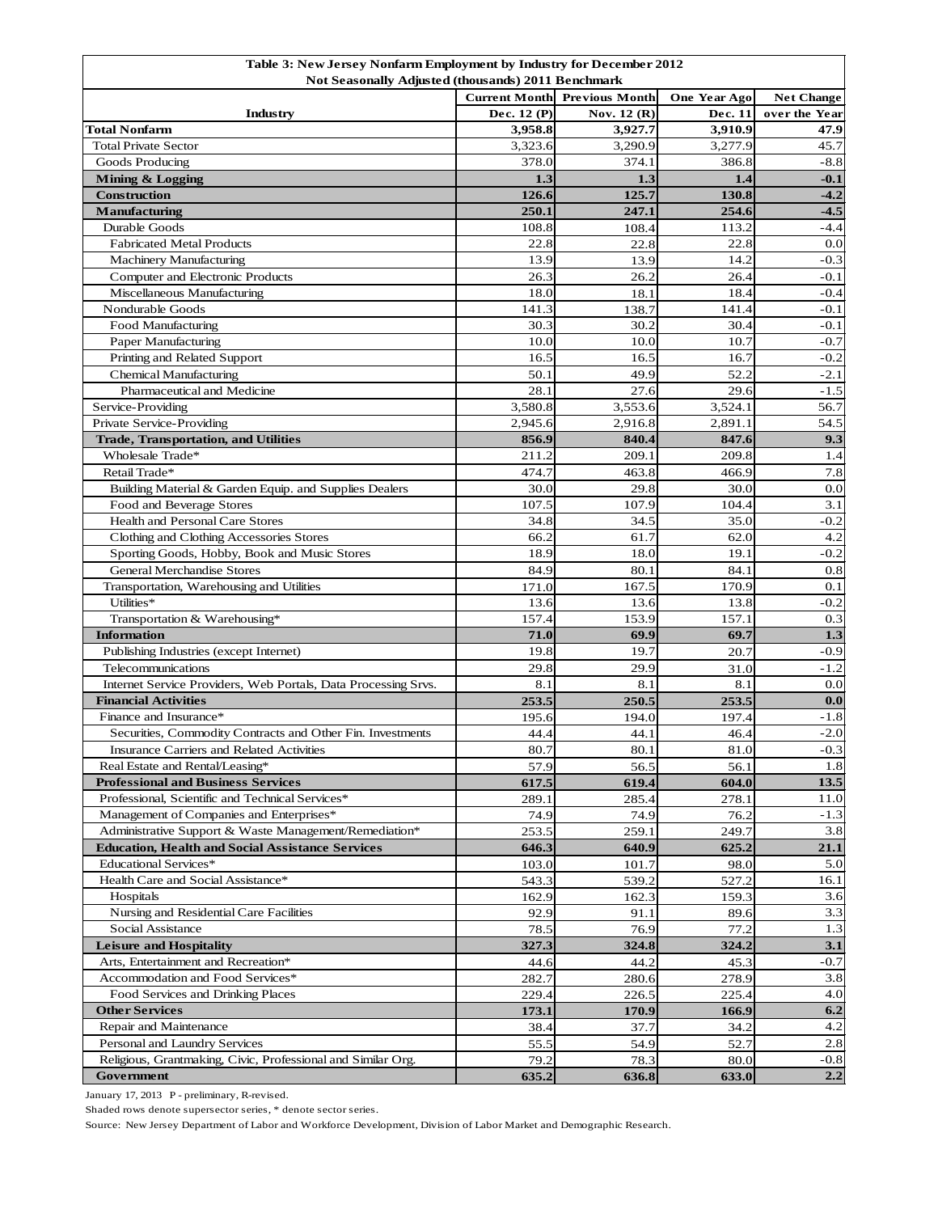| Table 3: New Jersey Nonfarm Employment by Industry for December 2012<br>Not Seasonally Adjusted (thousands) 2011 Benchmark | | | | |
|---|---|---|---|---|
| **Industry** | **Current Month**<br>**Dec. 12 (P)** | **Previous Month**<br>**Nov. 12 (R)** | **One Year Ago**<br>**Dec. 11** | **Net Change**<br>**over the Year** |
| **Total Nonfarm** | **3,958.8** | **3,927.7** | **3,910.9** | **47.9** |
| Total Private Sector | 3,323.6 | 3,290.9 | 3,277.9 | 45.7 |
| Goods Producing | 378.0 | 374.1 | 386.8 | -8.8 |
| **Mining & Logging** | **1.3** | **1.3** | **1.4** | **-0.1** |
| **Construction** | **126.6** | **125.7** | **130.8** | **-4.2** |
| **Manufacturing** | **250.1** | **247.1** | **254.6** | **-4.5** |
| Durable Goods | 108.8 | 108.4 | 113.2 | -4.4 |
| Fabricated Metal Products | 22.8 | 22.8 | 22.8 | 0.0 |
| Machinery Manufacturing | 13.9 | 13.9 | 14.2 | -0.3 |
| Computer and Electronic Products | 26.3 | 26.2 | 26.4 | -0.1 |
| Miscellaneous Manufacturing | 18.0 | 18.1 | 18.4 | -0.4 |
| Nondurable Goods | 141.3 | 138.7 | 141.4 | -0.1 |
| Food Manufacturing | 30.3 | 30.2 | 30.4 | -0.1 |
| Paper Manufacturing | 10.0 | 10.0 | 10.7 | -0.7 |
| Printing and Related Support | 16.5 | 16.5 | 16.7 | -0.2 |
| Chemical Manufacturing | 50.1 | 49.9 | 52.2 | -2.1 |
| Pharmaceutical and Medicine | 28.1 | 27.6 | 29.6 | -1.5 |
| Service-Providing | 3,580.8 | 3,553.6 | 3,524.1 | 56.7 |
| Private Service-Providing | 2,945.6 | 2,916.8 | 2,891.1 | 54.5 |
| **Trade, Transportation, and Utilities** | **856.9** | **840.4** | **847.6** | **9.3** |
| Wholesale Trade* | 211.2 | 209.1 | 209.8 | 1.4 |
| Retail Trade* | 474.7 | 463.8 | 466.9 | 7.8 |
| Building Material & Garden Equip. and Supplies Dealers | 30.0 | 29.8 | 30.0 | 0.0 |
| Food and Beverage Stores | 107.5 | 107.9 | 104.4 | 3.1 |
| Health and Personal Care Stores | 34.8 | 34.5 | 35.0 | -0.2 |
| Clothing and Clothing Accessories Stores | 66.2 | 61.7 | 62.0 | 4.2 |
| Sporting Goods, Hobby, Book and Music Stores | 18.9 | 18.0 | 19.1 | -0.2 |
| General Merchandise Stores | 84.9 | 80.1 | 84.1 | 0.8 |
| Transportation, Warehousing and Utilities | 171.0 | 167.5 | 170.9 | 0.1 |
| Utilities* | 13.6 | 13.6 | 13.8 | -0.2 |
| Transportation & Warehousing* | 157.4 | 153.9 | 157.1 | 0.3 |
| **Information** | **71.0** | **69.9** | **69.7** | **1.3** |
| Publishing Industries (except Internet) | 19.8 | 19.7 | 20.7 | -0.9 |
| Telecommunications | 29.8 | 29.9 | 31.0 | -1.2 |
| Internet Service Providers, Web Portals, Data Processing Srvs. | 8.1 | 8.1 | 8.1 | 0.0 |
| **Financial Activities** | **253.5** | **250.5** | **253.5** | **0.0** |
| Finance and Insurance* | 195.6 | 194.0 | 197.4 | -1.8 |
| Securities, Commodity Contracts and Other Fin. Investments | 44.4 | 44.1 | 46.4 | -2.0 |
| Insurance Carriers and Related Activities | 80.7 | 80.1 | 81.0 | -0.3 |
| Real Estate and Rental/Leasing* | 57.9 | 56.5 | 56.1 | 1.8 |
| **Professional and Business Services** | **617.5** | **619.4** | **604.0** | **13.5** |
| Professional, Scientific and Technical Services* | 289.1 | 285.4 | 278.1 | 11.0 |
| Management of Companies and Enterprises* | 74.9 | 74.9 | 76.2 | -1.3 |
| Administrative Support & Waste Management/Remediation* | 253.5 | 259.1 | 249.7 | 3.8 |
| **Education, Health and Social Assistance Services** | **646.3** | **640.9** | **625.2** | **21.1** |
| Educational Services* | 103.0 | 101.7 | 98.0 | 5.0 |
| Health Care and Social Assistance* | 543.3 | 539.2 | 527.2 | 16.1 |
| Hospitals | 162.9 | 162.3 | 159.3 | 3.6 |
| Nursing and Residential Care Facilities | 92.9 | 91.1 | 89.6 | 3.3 |
| Social Assistance | 78.5 | 76.9 | 77.2 | 1.3 |
| **Leisure and Hospitality** | **327.3** | **324.8** | **324.2** | **3.1** |
| Arts, Entertainment and Recreation* | 44.6 | 44.2 | 45.3 | -0.7 |
| Accommodation and Food Services* | 282.7 | 280.6 | 278.9 | 3.8 |
| Food Services and Drinking Places | 229.4 | 226.5 | 225.4 | 4.0 |
| **Other Services** | **173.1** | **170.9** | **166.9** | **6.2** |
| Repair and Maintenance | 38.4 | 37.7 | 34.2 | 4.2 |
| Personal and Laundry Services | 55.5 | 54.9 | 52.7 | 2.8 |
| Religious, Grantmaking, Civic, Professional and Similar Org. | 79.2 | 78.3 | 80.0 | -0.8 |
| **Government** | **635.2** | **636.8** | **633.0** | **2.2** |

January 17, 2013 P - preliminary, R-revised.

Shaded rows denote supersector series, * denote sector series.

Source: New Jersey Department of Labor and Workforce Development, Division of Labor Market and Demographic Research.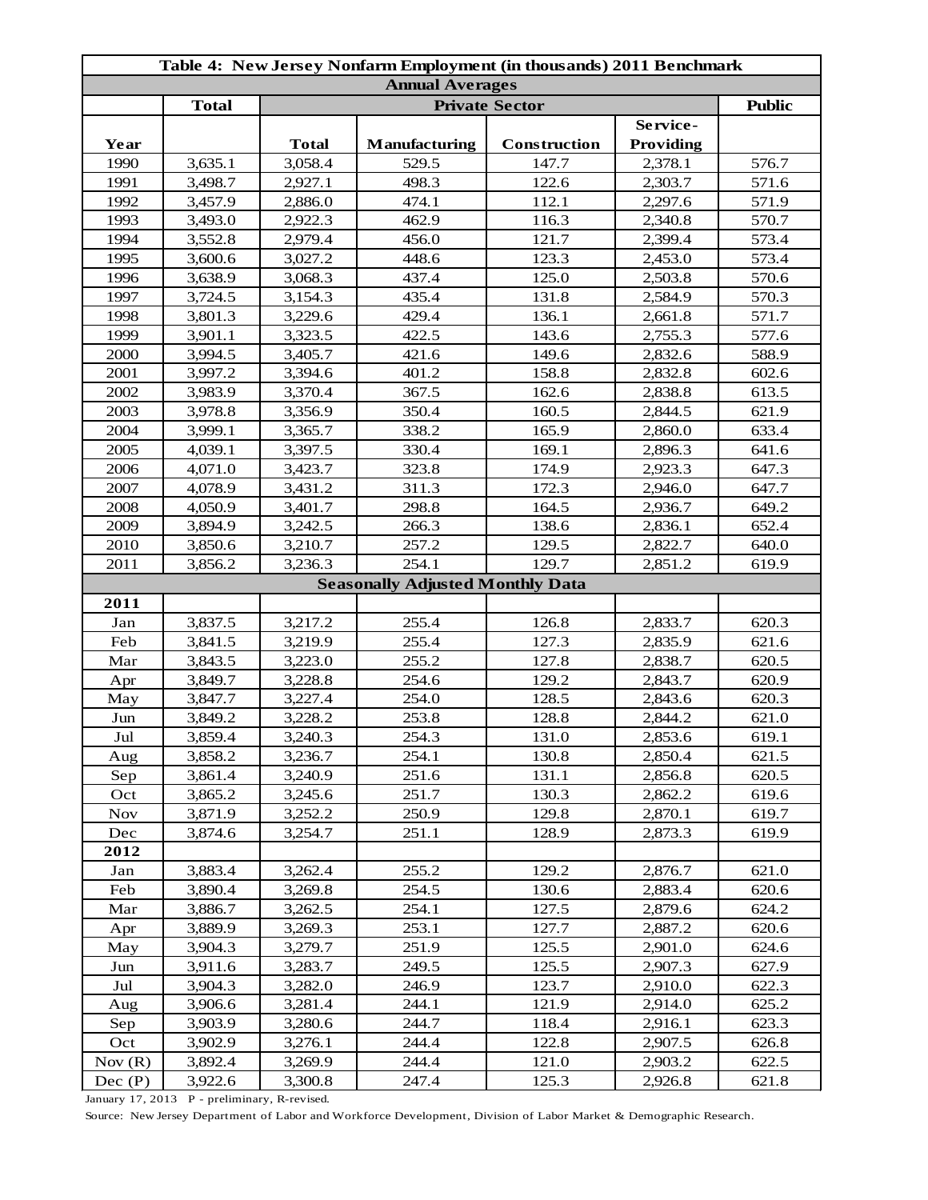| Table 4: New Jersey Nonfarm Employment (in thousands) 2011 Benchmark | | | | | | |
|---|---|---|---|---|---|---|
| **Annual Averages** | | | | | | |
| | **Total** | **Private Sector** | | | | **Public** |
| **Year** | | **Total** | **Manufacturing** | **Construction** | **Service-Providing** | |
| 1990 | 3,635.1 | 3,058.4 | 529.5 | 147.7 | 2,378.1 | 576.7 |
| 1991 | 3,498.7 | 2,927.1 | 498.3 | 122.6 | 2,303.7 | 571.6 |
| 1992 | 3,457.9 | 2,886.0 | 474.1 | 112.1 | 2,297.6 | 571.9 |
| 1993 | 3,493.0 | 2,922.3 | 462.9 | 116.3 | 2,340.8 | 570.7 |
| 1994 | 3,552.8 | 2,979.4 | 456.0 | 121.7 | 2,399.4 | 573.4 |
| 1995 | 3,600.6 | 3,027.2 | 448.6 | 123.3 | 2,453.0 | 573.4 |
| 1996 | 3,638.9 | 3,068.3 | 437.4 | 125.0 | 2,503.8 | 570.6 |
| 1997 | 3,724.5 | 3,154.3 | 435.4 | 131.8 | 2,584.9 | 570.3 |
| 1998 | 3,801.3 | 3,229.6 | 429.4 | 136.1 | 2,661.8 | 571.7 |
| 1999 | 3,901.1 | 3,323.5 | 422.5 | 143.6 | 2,755.3 | 577.6 |
| 2000 | 3,994.5 | 3,405.7 | 421.6 | 149.6 | 2,832.6 | 588.9 |
| 2001 | 3,997.2 | 3,394.6 | 401.2 | 158.8 | 2,832.8 | 602.6 |
| 2002 | 3,983.9 | 3,370.4 | 367.5 | 162.6 | 2,838.8 | 613.5 |
| 2003 | 3,978.8 | 3,356.9 | 350.4 | 160.5 | 2,844.5 | 621.9 |
| 2004 | 3,999.1 | 3,365.7 | 338.2 | 165.9 | 2,860.0 | 633.4 |
| 2005 | 4,039.1 | 3,397.5 | 330.4 | 169.1 | 2,896.3 | 641.6 |
| 2006 | 4,071.0 | 3,423.7 | 323.8 | 174.9 | 2,923.3 | 647.3 |
| 2007 | 4,078.9 | 3,431.2 | 311.3 | 172.3 | 2,946.0 | 647.7 |
| 2008 | 4,050.9 | 3,401.7 | 298.8 | 164.5 | 2,936.7 | 649.2 |
| 2009 | 3,894.9 | 3,242.5 | 266.3 | 138.6 | 2,836.1 | 652.4 |
| 2010 | 3,850.6 | 3,210.7 | 257.2 | 129.5 | 2,822.7 | 640.0 |
| 2011 | 3,856.2 | 3,236.3 | 254.1 | 129.7 | 2,851.2 | 619.9 |
| **Seasonally Adjusted Monthly Data** | | | | | | |
| **2011** | | | | | | |
| Jan | 3,837.5 | 3,217.2 | 255.4 | 126.8 | 2,833.7 | 620.3 |
| Feb | 3,841.5 | 3,219.9 | 255.4 | 127.3 | 2,835.9 | 621.6 |
| Mar | 3,843.5 | 3,223.0 | 255.2 | 127.8 | 2,838.7 | 620.5 |
| Apr | 3,849.7 | 3,228.8 | 254.6 | 129.2 | 2,843.7 | 620.9 |
| May | 3,847.7 | 3,227.4 | 254.0 | 128.5 | 2,843.6 | 620.3 |
| Jun | 3,849.2 | 3,228.2 | 253.8 | 128.8 | 2,844.2 | 621.0 |
| Jul | 3,859.4 | 3,240.3 | 254.3 | 131.0 | 2,853.6 | 619.1 |
| Aug | 3,858.2 | 3,236.7 | 254.1 | 130.8 | 2,850.4 | 621.5 |
| Sep | 3,861.4 | 3,240.9 | 251.6 | 131.1 | 2,856.8 | 620.5 |
| Oct | 3,865.2 | 3,245.6 | 251.7 | 130.3 | 2,862.2 | 619.6 |
| Nov | 3,871.9 | 3,252.2 | 250.9 | 129.8 | 2,870.1 | 619.7 |
| Dec | 3,874.6 | 3,254.7 | 251.1 | 128.9 | 2,873.3 | 619.9 |
| **2012** | | | | | | |
| Jan | 3,883.4 | 3,262.4 | 255.2 | 129.2 | 2,876.7 | 621.0 |
| Feb | 3,890.4 | 3,269.8 | 254.5 | 130.6 | 2,883.4 | 620.6 |
| Mar | 3,886.7 | 3,262.5 | 254.1 | 127.5 | 2,879.6 | 624.2 |
| Apr | 3,889.9 | 3,269.3 | 253.1 | 127.7 | 2,887.2 | 620.6 |
| May | 3,904.3 | 3,279.7 | 251.9 | 125.5 | 2,901.0 | 624.6 |
| Jun | 3,911.6 | 3,283.7 | 249.5 | 125.5 | 2,907.3 | 627.9 |
| Jul | 3,904.3 | 3,282.0 | 246.9 | 123.7 | 2,910.0 | 622.3 |
| Aug | 3,906.6 | 3,281.4 | 244.1 | 121.9 | 2,914.0 | 625.2 |
| Sep | 3,903.9 | 3,280.6 | 244.7 | 118.4 | 2,916.1 | 623.3 |
| Oct | 3,902.9 | 3,276.1 | 244.4 | 122.8 | 2,907.5 | 626.8 |
| Nov (R) | 3,892.4 | 3,269.9 | 244.4 | 121.0 | 2,903.2 | 622.5 |
| Dec (P) | 3,922.6 | 3,300.8 | 247.4 | 125.3 | 2,926.8 | 621.8 |

January 17, 2013 P - preliminary, R-revised.

Source: New Jersey Department of Labor and Workforce Development, Division of Labor Market & Demographic Research.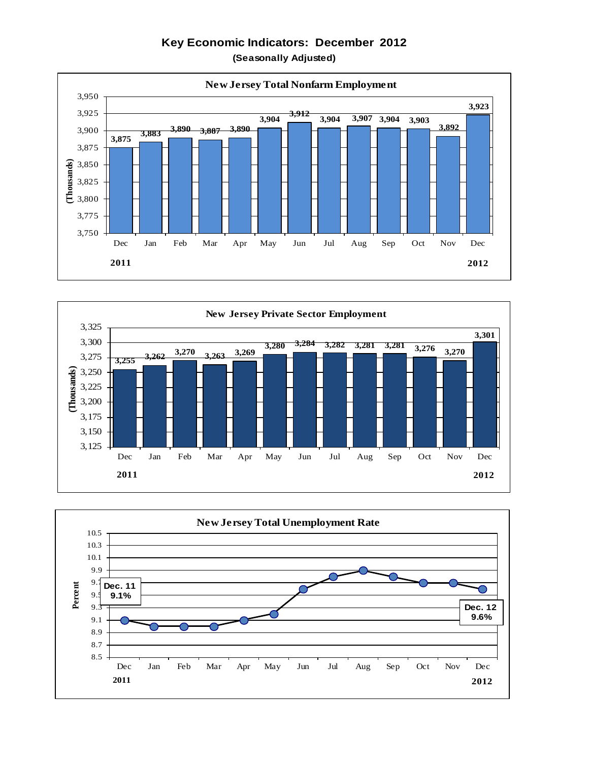# Key Economic Indicators: December 2012

**(Seasonally Adjusted)**

**New Jersey Total Nonfarm Employment**

(Thousands)

3,950
3,925
3,900
3,875
3,850
3,825
3,800
3,775
3,750

3,875 3,883 3,890 3,887 3,890 3,904 3,912 3,904 3,907 3,904 3,903 3,892 3,923

Dec Jan Feb Mar Apr May Jun Jul Aug Sep Oct Nov Dec

2011 2012

**New Jersey Private Sector Employment**

(Thousands)

3,325
3,300
3,275
3,250
3,225
3,200
3,175
3,150
3,125

3,255 3,262 3,270 3,263 3,269 3,280 3,284 3,282 3,281 3,281 3,276 3,270 3,301

Dec Jan Feb Mar Apr May Jun Jul Aug Sep Oct Nov Dec

2011 2012

**New Jersey Total Unemployment Rate**

Percent

10.5
10.3
10.1
9.9
9.7
9.5
9.3
9.1
8.9
8.7
8.5

Dec. 11
9.1%

Dec. 12
9.6%

Dec Jan Feb Mar Apr May Jun Jul Aug Sep Oct Nov Dec

2011 2012